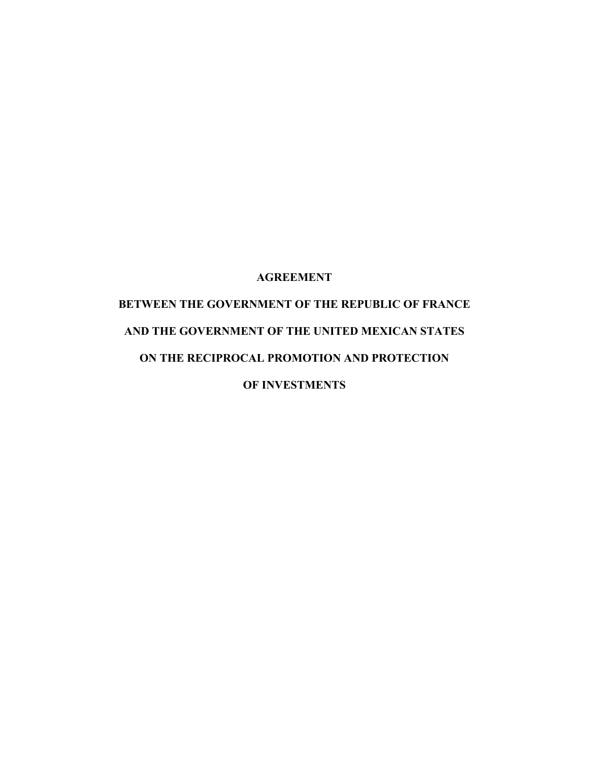# AGREEMENT

# BETWEEN THE GOVERNMENT OF THE REPUBLIC OF FRANCE

# AND THE GOVERNMENT OF THE UNITED MEXICAN STATES

# ON THE RECIPROCAL PROMOTION AND PROTECTION

# OF INVESTMENTS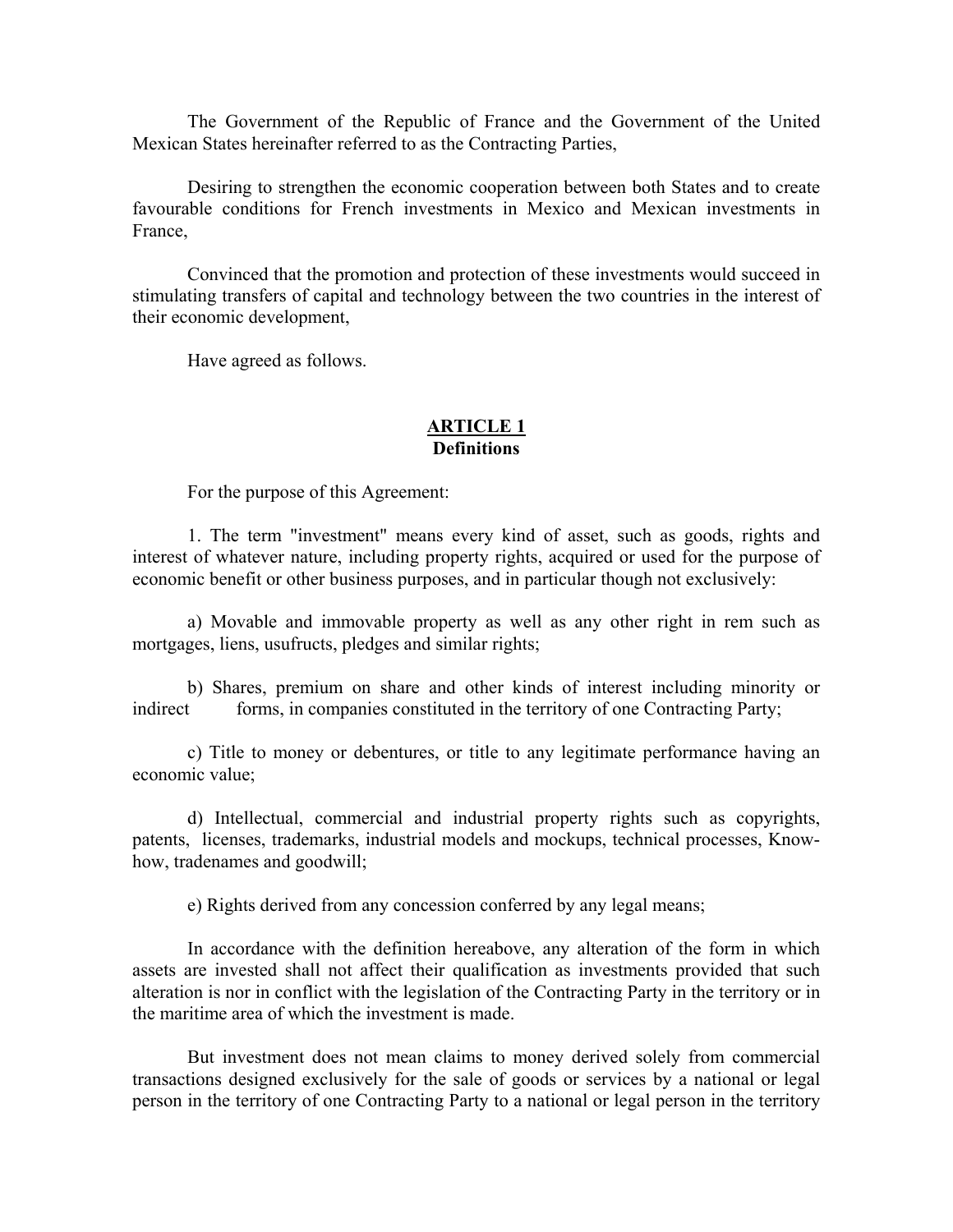The Government of the Republic of France and the Government of the United Mexican States hereinafter referred to as the Contracting Parties,

Desiring to strengthen the economic cooperation between both States and to create favourable conditions for French investments in Mexico and Mexican investments in France,

Convinced that the promotion and protection of these investments would succeed in stimulating transfers of capital and technology between the two countries in the interest of their economic development,

Have agreed as follows.

## ARTICLE 1
### Definitions

For the purpose of this Agreement:

1. The term "investment" means every kind of asset, such as goods, rights and interest of whatever nature, including property rights, acquired or used for the purpose of economic benefit or other business purposes, and in particular though not exclusively:

a) Movable and immovable property as well as any other right in rem such as mortgages, liens, usufructs, pledges and similar rights;

b) Shares, premium on share and other kinds of interest including minority or indirect forms, in companies constituted in the territory of one Contracting Party;

c) Title to money or debentures, or title to any legitimate performance having an economic value;

d) Intellectual, commercial and industrial property rights such as copyrights, patents, licenses, trademarks, industrial models and mockups, technical processes, Know-how, tradenames and goodwill;

e) Rights derived from any concession conferred by any legal means;

In accordance with the definition hereabove, any alteration of the form in which assets are invested shall not affect their qualification as investments provided that such alteration is nor in conflict with the legislation of the Contracting Party in the territory or in the maritime area of which the investment is made.

But investment does not mean claims to money derived solely from commercial transactions designed exclusively for the sale of goods or services by a national or legal person in the territory of one Contracting Party to a national or legal person in the territory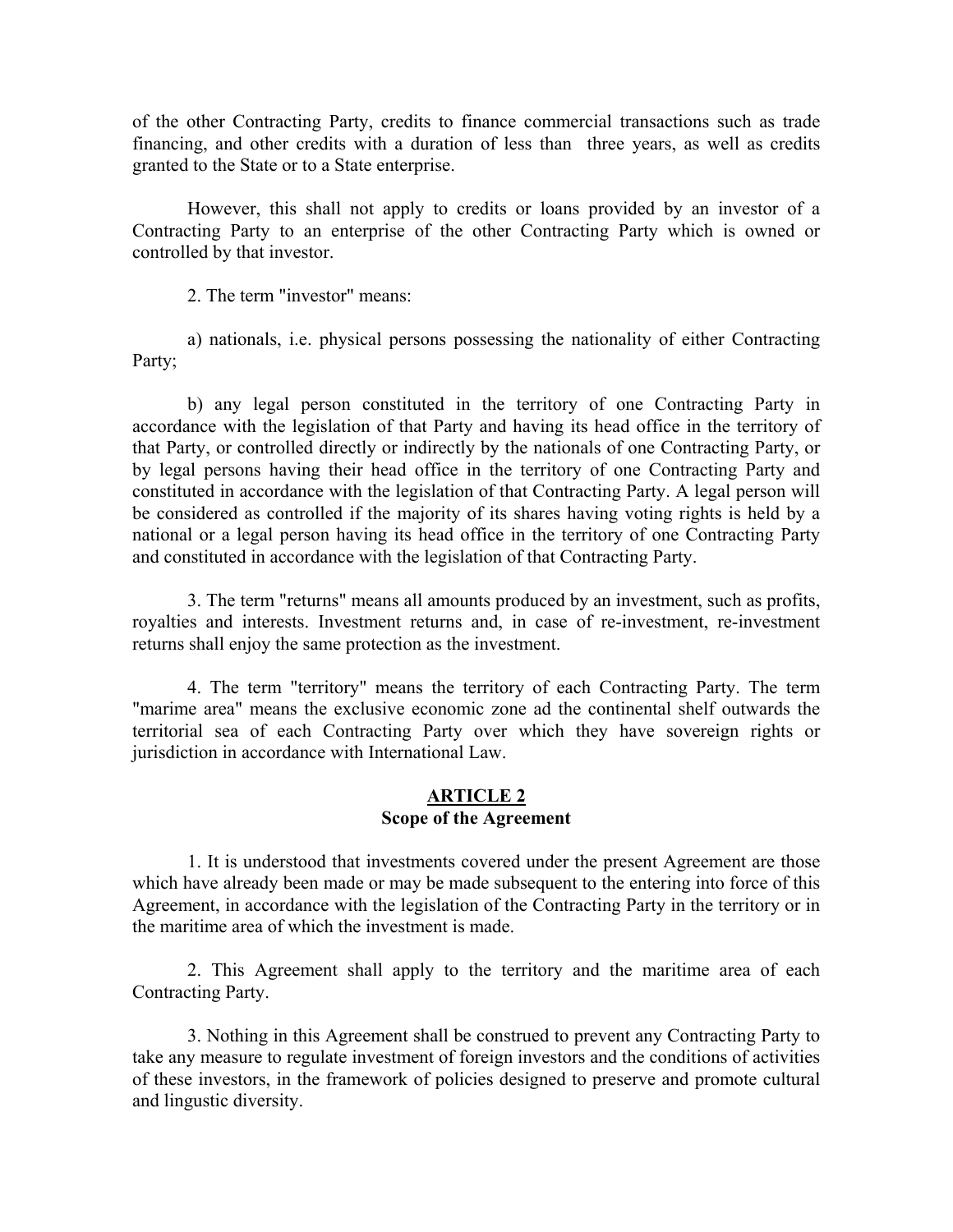of the other Contracting Party, credits to finance commercial transactions such as trade financing, and other credits with a duration of less than three years, as well as credits granted to the State or to a State enterprise.

However, this shall not apply to credits or loans provided by an investor of a Contracting Party to an enterprise of the other Contracting Party which is owned or controlled by that investor.

2. The term "investor" means:

a) nationals, i.e. physical persons possessing the nationality of either Contracting Party;

b) any legal person constituted in the territory of one Contracting Party in accordance with the legislation of that Party and having its head office in the territory of that Party, or controlled directly or indirectly by the nationals of one Contracting Party, or by legal persons having their head office in the territory of one Contracting Party and constituted in accordance with the legislation of that Contracting Party. A legal person will be considered as controlled if the majority of its shares having voting rights is held by a national or a legal person having its head office in the territory of one Contracting Party and constituted in accordance with the legislation of that Contracting Party.

3. The term "returns" means all amounts produced by an investment, such as profits, royalties and interests. Investment returns and, in case of re-investment, re-investment returns shall enjoy the same protection as the investment.

4. The term "territory" means the territory of each Contracting Party. The term "marime area" means the exclusive economic zone ad the continental shelf outwards the territorial sea of each Contracting Party over which they have sovereign rights or jurisdiction in accordance with International Law.

## ARTICLE 2
**Scope of the Agreement**

1. It is understood that investments covered under the present Agreement are those which have already been made or may be made subsequent to the entering into force of this Agreement, in accordance with the legislation of the Contracting Party in the territory or in the maritime area of which the investment is made.

2. This Agreement shall apply to the territory and the maritime area of each Contracting Party.

3. Nothing in this Agreement shall be construed to prevent any Contracting Party to take any measure to regulate investment of foreign investors and the conditions of activities of these investors, in the framework of policies designed to preserve and promote cultural and lingustic diversity.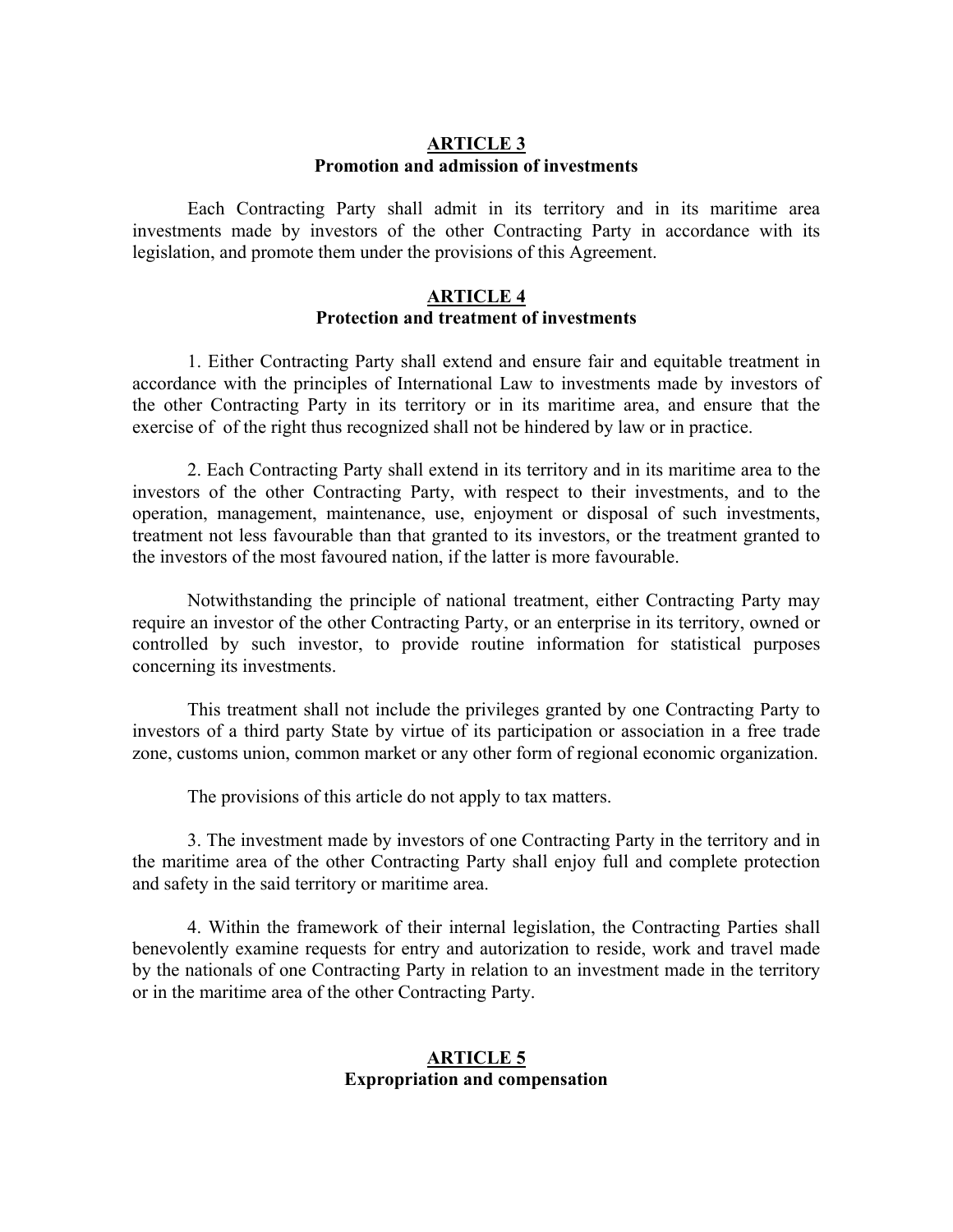## ARTICLE 3
**Promotion and admission of investments**

Each Contracting Party shall admit in its territory and in its maritime area investments made by investors of the other Contracting Party in accordance with its legislation, and promote them under the provisions of this Agreement.

## ARTICLE 4
**Protection and treatment of investments**

1. Either Contracting Party shall extend and ensure fair and equitable treatment in accordance with the principles of International Law to investments made by investors of the other Contracting Party in its territory or in its maritime area, and ensure that the exercise of of the right thus recognized shall not be hindered by law or in practice.

2. Each Contracting Party shall extend in its territory and in its maritime area to the investors of the other Contracting Party, with respect to their investments, and to the operation, management, maintenance, use, enjoyment or disposal of such investments, treatment not less favourable than that granted to its investors, or the treatment granted to the investors of the most favoured nation, if the latter is more favourable.

Notwithstanding the principle of national treatment, either Contracting Party may require an investor of the other Contracting Party, or an enterprise in its territory, owned or controlled by such investor, to provide routine information for statistical purposes concerning its investments.

This treatment shall not include the privileges granted by one Contracting Party to investors of a third party State by virtue of its participation or association in a free trade zone, customs union, common market or any other form of regional economic organization.

The provisions of this article do not apply to tax matters.

3. The investment made by investors of one Contracting Party in the territory and in the maritime area of the other Contracting Party shall enjoy full and complete protection and safety in the said territory or maritime area.

4. Within the framework of their internal legislation, the Contracting Parties shall benevolently examine requests for entry and autorization to reside, work and travel made by the nationals of one Contracting Party in relation to an investment made in the territory or in the maritime area of the other Contracting Party.

## ARTICLE 5
**Expropriation and compensation**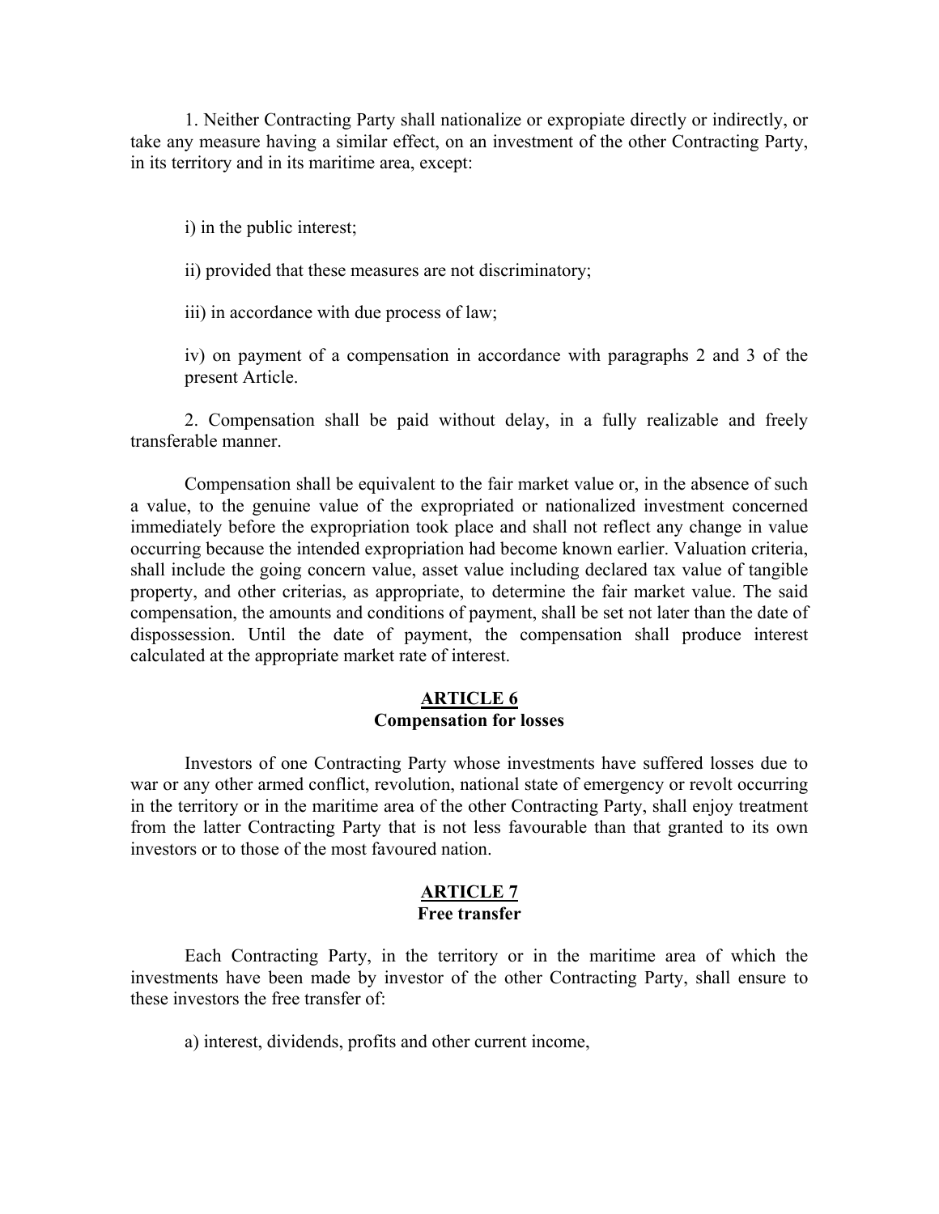1. Neither Contracting Party shall nationalize or expropiate directly or indirectly, or take any measure having a similar effect, on an investment of the other Contracting Party, in its territory and in its maritime area, except:

i) in the public interest;

ii) provided that these measures are not discriminatory;

iii) in accordance with due process of law;

iv) on payment of a compensation in accordance with paragraphs 2 and 3 of the present Article.

2. Compensation shall be paid without delay, in a fully realizable and freely transferable manner.

Compensation shall be equivalent to the fair market value or, in the absence of such a value, to the genuine value of the expropriated or nationalized investment concerned immediately before the expropriation took place and shall not reflect any change in value occurring because the intended expropriation had become known earlier. Valuation criteria, shall include the going concern value, asset value including declared tax value of tangible property, and other criterias, as appropriate, to determine the fair market value. The said compensation, the amounts and conditions of payment, shall be set not later than the date of dispossession. Until the date of payment, the compensation shall produce interest calculated at the appropriate market rate of interest.

## ARTICLE 6
### Compensation for losses

Investors of one Contracting Party whose investments have suffered losses due to war or any other armed conflict, revolution, national state of emergency or revolt occurring in the territory or in the maritime area of the other Contracting Party, shall enjoy treatment from the latter Contracting Party that is not less favourable than that granted to its own investors or to those of the most favoured nation.

## ARTICLE 7
### Free transfer

Each Contracting Party, in the territory or in the maritime area of which the investments have been made by investor of the other Contracting Party, shall ensure to these investors the free transfer of:

a) interest, dividends, profits and other current income,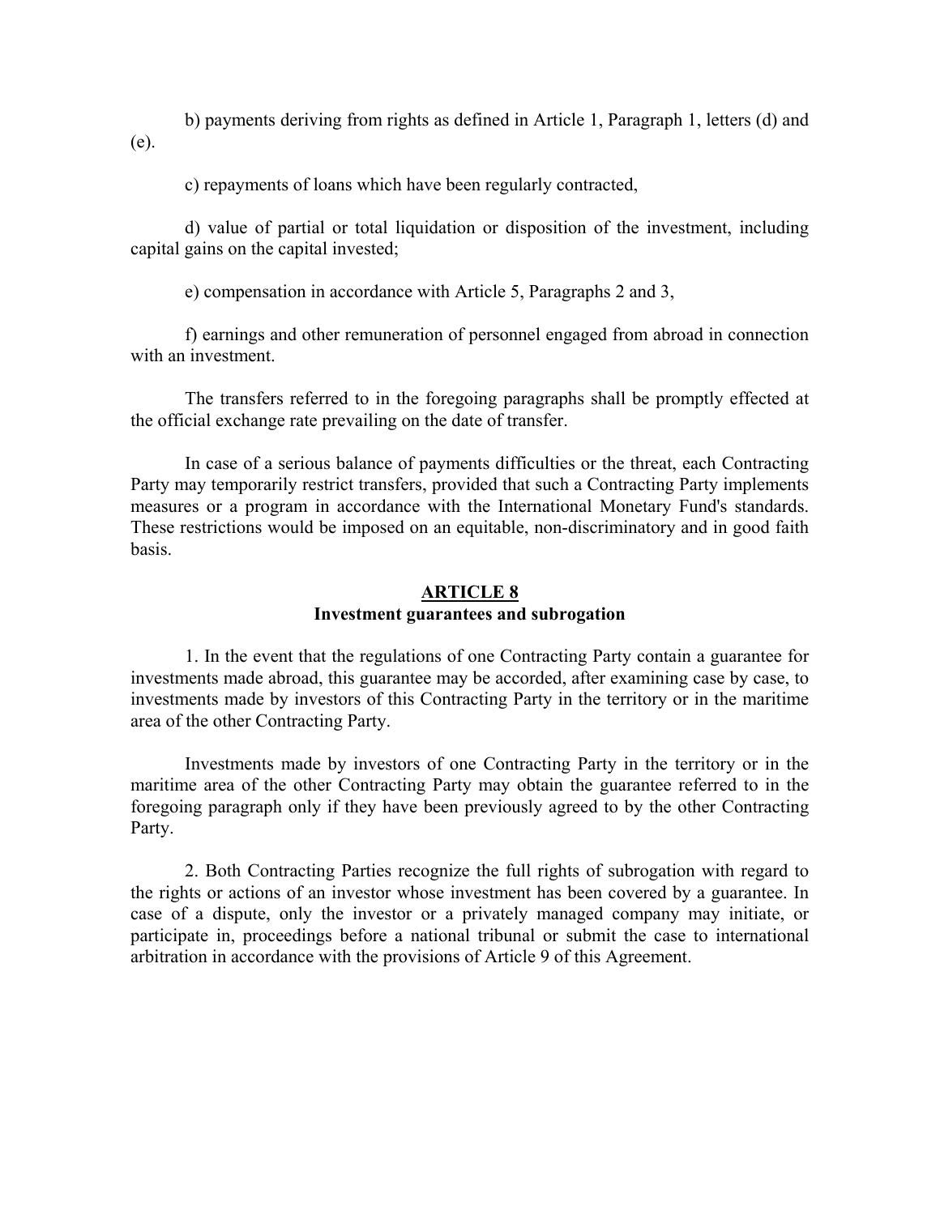b) payments deriving from rights as defined in Article 1, Paragraph 1, letters (d) and (e).

c) repayments of loans which have been regularly contracted,

d) value of partial or total liquidation or disposition of the investment, including capital gains on the capital invested;

e) compensation in accordance with Article 5, Paragraphs 2 and 3,

f) earnings and other remuneration of personnel engaged from abroad in connection with an investment.

The transfers referred to in the foregoing paragraphs shall be promptly effected at the official exchange rate prevailing on the date of transfer.

In case of a serious balance of payments difficulties or the threat, each Contracting Party may temporarily restrict transfers, provided that such a Contracting Party implements measures or a program in accordance with the International Monetary Fund's standards. These restrictions would be imposed on an equitable, non-discriminatory and in good faith basis.

## ARTICLE 8
**Investment guarantees and subrogation**

1. In the event that the regulations of one Contracting Party contain a guarantee for investments made abroad, this guarantee may be accorded, after examining case by case, to investments made by investors of this Contracting Party in the territory or in the maritime area of the other Contracting Party.

Investments made by investors of one Contracting Party in the territory or in the maritime area of the other Contracting Party may obtain the guarantee referred to in the foregoing paragraph only if they have been previously agreed to by the other Contracting Party.

2. Both Contracting Parties recognize the full rights of subrogation with regard to the rights or actions of an investor whose investment has been covered by a guarantee. In case of a dispute, only the investor or a privately managed company may initiate, or participate in, proceedings before a national tribunal or submit the case to international arbitration in accordance with the provisions of Article 9 of this Agreement.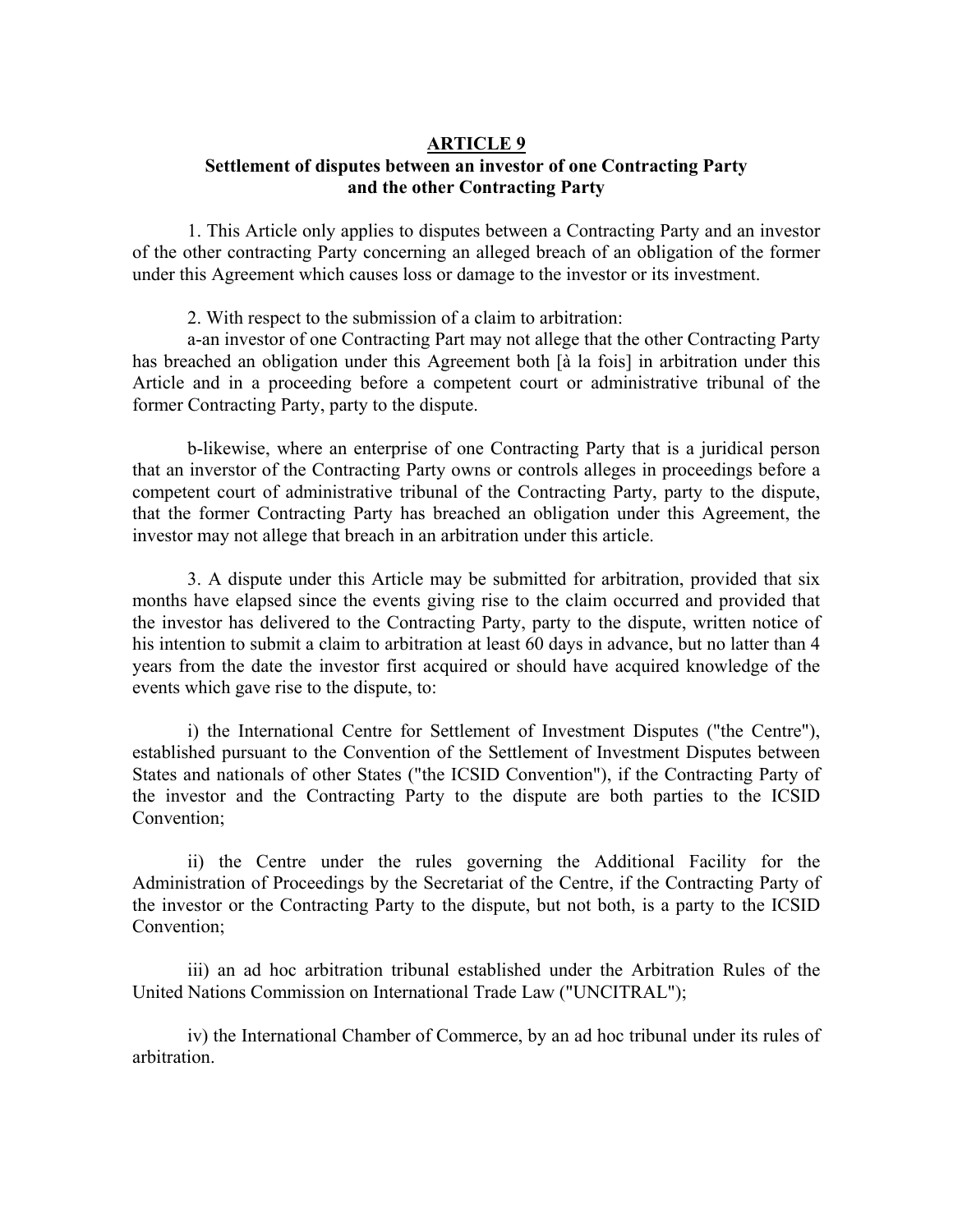## ARTICLE 9

**Settlement of disputes between an investor of one Contracting Party and the other Contracting Party**

1. This Article only applies to disputes between a Contracting Party and an investor of the other contracting Party concerning an alleged breach of an obligation of the former under this Agreement which causes loss or damage to the investor or its investment.

2. With respect to the submission of a claim to arbitration:

a-an investor of one Contracting Part may not allege that the other Contracting Party has breached an obligation under this Agreement both [à la fois] in arbitration under this Article and in a proceeding before a competent court or administrative tribunal of the former Contracting Party, party to the dispute.

b-likewise, where an enterprise of one Contracting Party that is a juridical person that an inverstor of the Contracting Party owns or controls alleges in proceedings before a competent court of administrative tribunal of the Contracting Party, party to the dispute, that the former Contracting Party has breached an obligation under this Agreement, the investor may not allege that breach in an arbitration under this article.

3. A dispute under this Article may be submitted for arbitration, provided that six months have elapsed since the events giving rise to the claim occurred and provided that the investor has delivered to the Contracting Party, party to the dispute, written notice of his intention to submit a claim to arbitration at least 60 days in advance, but no latter than 4 years from the date the investor first acquired or should have acquired knowledge of the events which gave rise to the dispute, to:

i) the International Centre for Settlement of Investment Disputes ("the Centre"), established pursuant to the Convention of the Settlement of Investment Disputes between States and nationals of other States ("the ICSID Convention"), if the Contracting Party of the investor and the Contracting Party to the dispute are both parties to the ICSID Convention;

ii) the Centre under the rules governing the Additional Facility for the Administration of Proceedings by the Secretariat of the Centre, if the Contracting Party of the investor or the Contracting Party to the dispute, but not both, is a party to the ICSID Convention;

iii) an ad hoc arbitration tribunal established under the Arbitration Rules of the United Nations Commission on International Trade Law ("UNCITRAL");

iv) the International Chamber of Commerce, by an ad hoc tribunal under its rules of arbitration.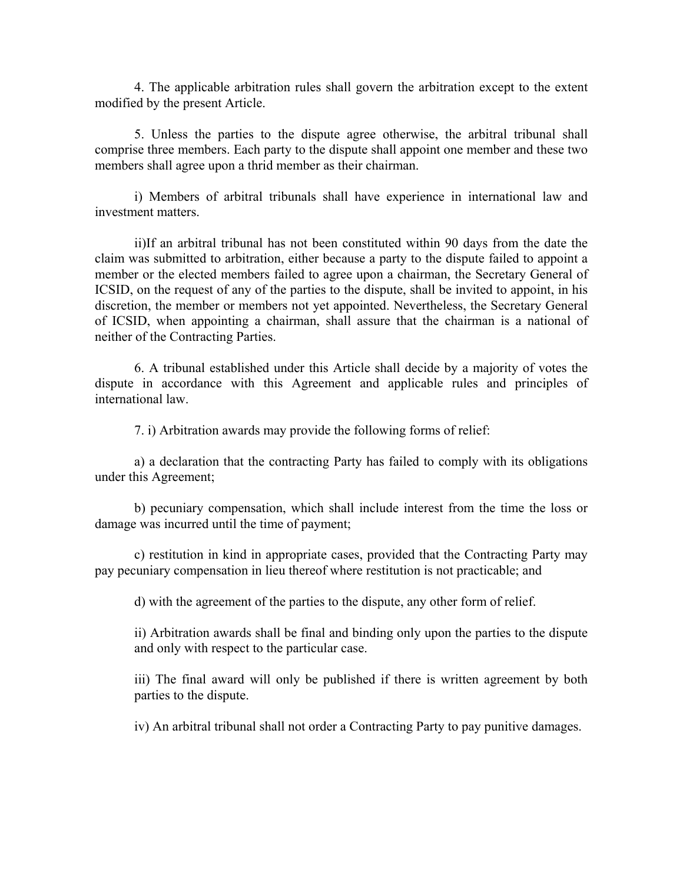4. The applicable arbitration rules shall govern the arbitration except to the extent modified by the present Article.

5. Unless the parties to the dispute agree otherwise, the arbitral tribunal shall comprise three members. Each party to the dispute shall appoint one member and these two members shall agree upon a thrid member as their chairman.

i) Members of arbitral tribunals shall have experience in international law and investment matters.

ii)If an arbitral tribunal has not been constituted within 90 days from the date the claim was submitted to arbitration, either because a party to the dispute failed to appoint a member or the elected members failed to agree upon a chairman, the Secretary General of ICSID, on the request of any of the parties to the dispute, shall be invited to appoint, in his discretion, the member or members not yet appointed. Nevertheless, the Secretary General of ICSID, when appointing a chairman, shall assure that the chairman is a national of neither of the Contracting Parties.

6. A tribunal established under this Article shall decide by a majority of votes the dispute in accordance with this Agreement and applicable rules and principles of international law.

7. i) Arbitration awards may provide the following forms of relief:

a) a declaration that the contracting Party has failed to comply with its obligations under this Agreement;

b) pecuniary compensation, which shall include interest from the time the loss or damage was incurred until the time of payment;

c) restitution in kind in appropriate cases, provided that the Contracting Party may pay pecuniary compensation in lieu thereof where restitution is not practicable; and

d) with the agreement of the parties to the dispute, any other form of relief.

ii) Arbitration awards shall be final and binding only upon the parties to the dispute and only with respect to the particular case.

iii) The final award will only be published if there is written agreement by both parties to the dispute.

iv) An arbitral tribunal shall not order a Contracting Party to pay punitive damages.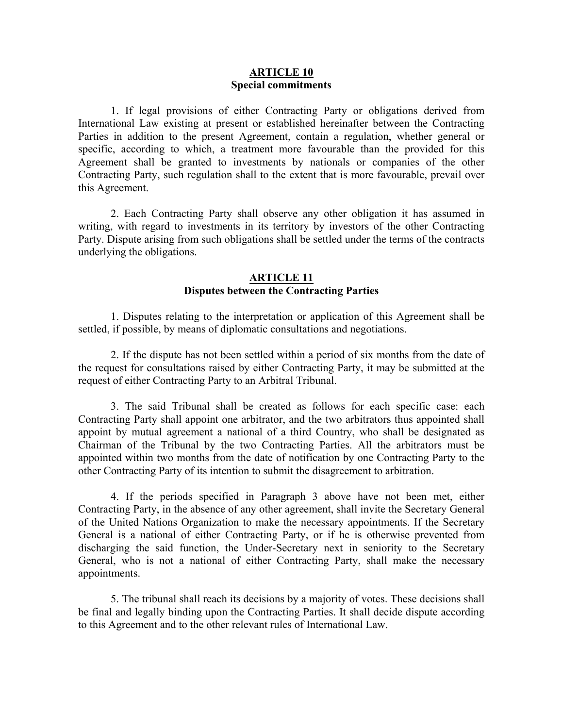## ARTICLE 10
**Special commitments**

1. If legal provisions of either Contracting Party or obligations derived from International Law existing at present or established hereinafter between the Contracting Parties in addition to the present Agreement, contain a regulation, whether general or specific, according to which, a treatment more favourable than the provided for this Agreement shall be granted to investments by nationals or companies of the other Contracting Party, such regulation shall to the extent that is more favourable, prevail over this Agreement.

2. Each Contracting Party shall observe any other obligation it has assumed in writing, with regard to investments in its territory by investors of the other Contracting Party. Dispute arising from such obligations shall be settled under the terms of the contracts underlying the obligations.

## ARTICLE 11
**Disputes between the Contracting Parties**

1. Disputes relating to the interpretation or application of this Agreement shall be settled, if possible, by means of diplomatic consultations and negotiations.

2. If the dispute has not been settled within a period of six months from the date of the request for consultations raised by either Contracting Party, it may be submitted at the request of either Contracting Party to an Arbitral Tribunal.

3. The said Tribunal shall be created as follows for each specific case: each Contracting Party shall appoint one arbitrator, and the two arbitrators thus appointed shall appoint by mutual agreement a national of a third Country, who shall be designated as Chairman of the Tribunal by the two Contracting Parties. All the arbitrators must be appointed within two months from the date of notification by one Contracting Party to the other Contracting Party of its intention to submit the disagreement to arbitration.

4. If the periods specified in Paragraph 3 above have not been met, either Contracting Party, in the absence of any other agreement, shall invite the Secretary General of the United Nations Organization to make the necessary appointments. If the Secretary General is a national of either Contracting Party, or if he is otherwise prevented from discharging the said function, the Under-Secretary next in seniority to the Secretary General, who is not a national of either Contracting Party, shall make the necessary appointments.

5. The tribunal shall reach its decisions by a majority of votes. These decisions shall be final and legally binding upon the Contracting Parties. It shall decide dispute according to this Agreement and to the other relevant rules of International Law.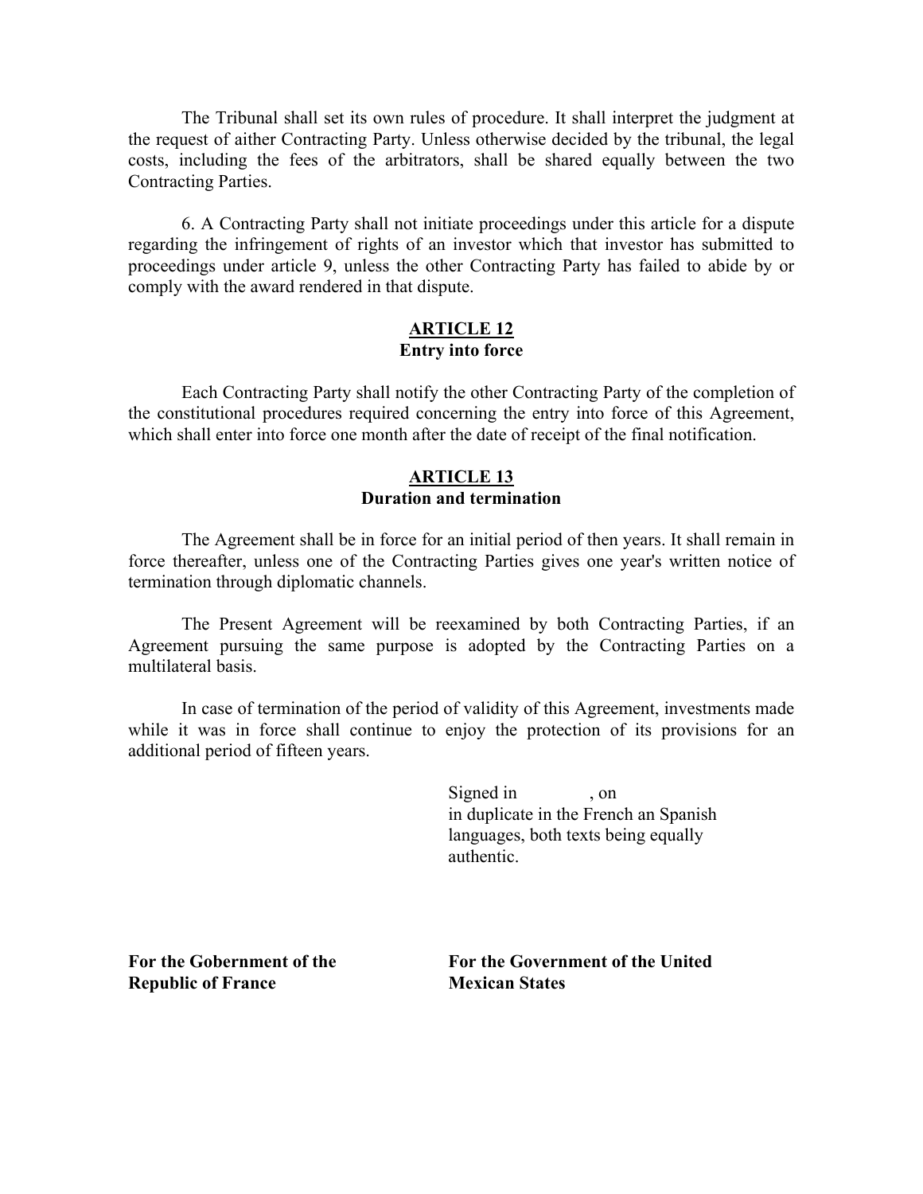The Tribunal shall set its own rules of procedure. It shall interpret the judgment at the request of aither Contracting Party. Unless otherwise decided by the tribunal, the legal costs, including the fees of the arbitrators, shall be shared equally between the two Contracting Parties.

6. A Contracting Party shall not initiate proceedings under this article for a dispute regarding the infringement of rights of an investor which that investor has submitted to proceedings under article 9, unless the other Contracting Party has failed to abide by or comply with the award rendered in that dispute.

## ARTICLE 12
**Entry into force**

Each Contracting Party shall notify the other Contracting Party of the completion of the constitutional procedures required concerning the entry into force of this Agreement, which shall enter into force one month after the date of receipt of the final notification.

## ARTICLE 13
**Duration and termination**

The Agreement shall be in force for an initial period of then years. It shall remain in force thereafter, unless one of the Contracting Parties gives one year's written notice of termination through diplomatic channels.

The Present Agreement will be reexamined by both Contracting Parties, if an Agreement pursuing the same purpose is adopted by the Contracting Parties on a multilateral basis.

In case of termination of the period of validity of this Agreement, investments made while it was in force shall continue to enjoy the protection of its provisions for an additional period of fifteen years.

Signed in , on
in duplicate in the French an Spanish languages, both texts being equally authentic.

**For the Gobernment of the Republic of France**

**For the Government of the United Mexican States**